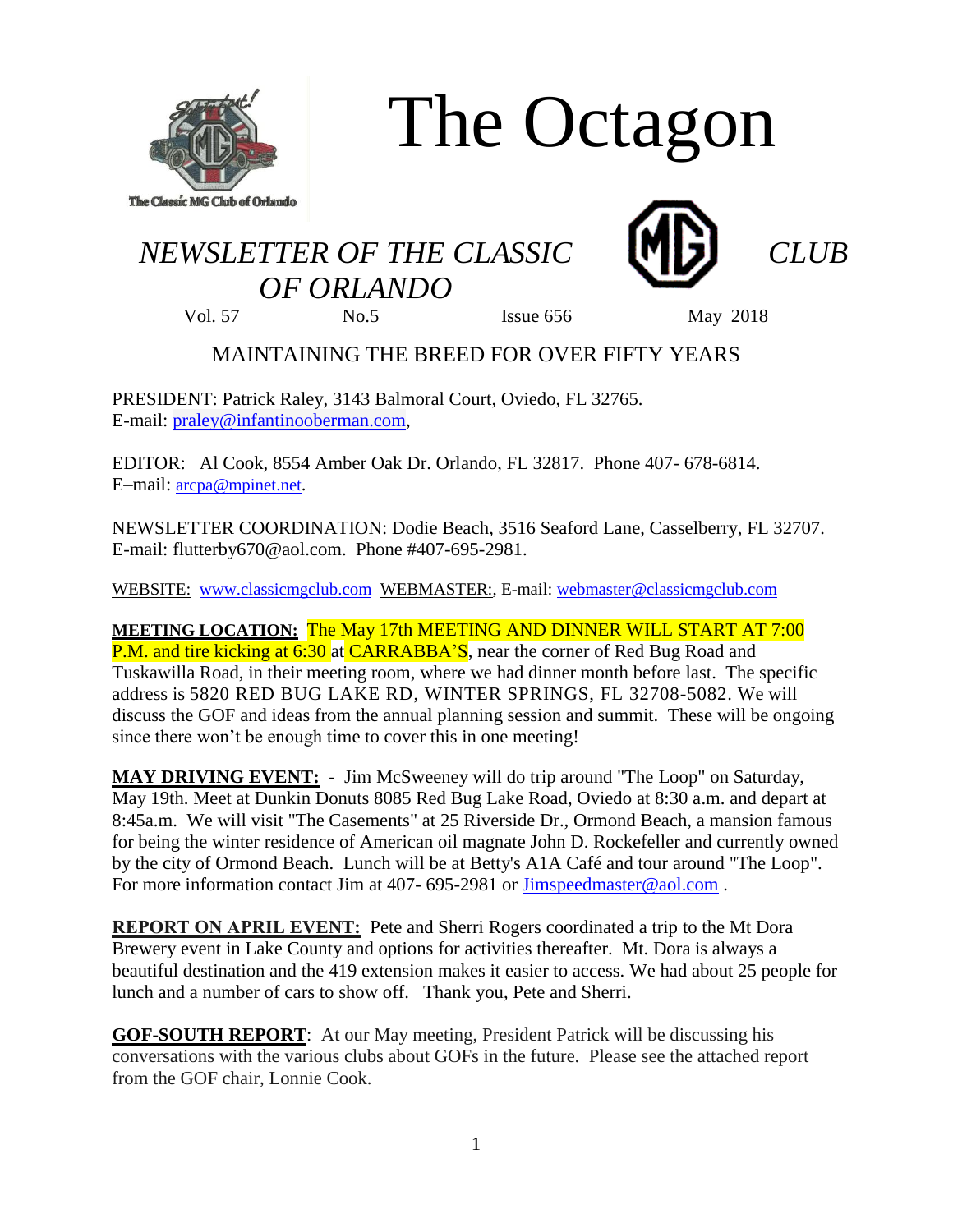The Classic MG Club of Orlando

# The Octagon

## *NEWSLETTER OF THE CLASSIC CLUB OF ORLANDO*

Vol. 57 No.5 Issue 656 May 2018

MAINTAINING THE BREED FOR OVER FIFTY YEARS

PRESIDENT: Patrick Raley, 3143 Balmoral Court, Oviedo, FL 32765.
E-mail: praley@infantinooberman.com,

EDITOR: Al Cook, 8554 Amber Oak Dr. Orlando, FL 32817. Phone 407- 678-6814.
E–mail: arcpa@mpinet.net.

NEWSLETTER COORDINATION: Dodie Beach, 3516 Seaford Lane, Casselberry, FL 32707.
E-mail: flutterby670@aol.com. Phone #407-695-2981.

WEBSITE: www.classicmgclub.com WEBMASTER:, E-mail: webmaster@classicmgclub.com

**MEETING LOCATION:** The May 17th MEETING AND DINNER WILL START AT 7:00 P.M. and tire kicking at 6:30 at CARRABBA'S, near the corner of Red Bug Road and Tuskawilla Road, in their meeting room, where we had dinner month before last. The specific address is 5820 RED BUG LAKE RD, WINTER SPRINGS, FL 32708-5082. We will discuss the GOF and ideas from the annual planning session and summit. These will be ongoing since there won't be enough time to cover this in one meeting!

**MAY DRIVING EVENT:** - Jim McSweeney will do trip around "The Loop" on Saturday, May 19th. Meet at Dunkin Donuts 8085 Red Bug Lake Road, Oviedo at 8:30 a.m. and depart at 8:45a.m. We will visit "The Casements" at 25 Riverside Dr., Ormond Beach, a mansion famous for being the winter residence of American oil magnate John D. Rockefeller and currently owned by the city of Ormond Beach. Lunch will be at Betty's A1A Café and tour around "The Loop". For more information contact Jim at 407- 695-2981 or Jimspeedmaster@aol.com .

**REPORT ON APRIL EVENT:** Pete and Sherri Rogers coordinated a trip to the Mt Dora Brewery event in Lake County and options for activities thereafter. Mt. Dora is always a beautiful destination and the 419 extension makes it easier to access. We had about 25 people for lunch and a number of cars to show off. Thank you, Pete and Sherri.

**GOF-SOUTH REPORT**: At our May meeting, President Patrick will be discussing his conversations with the various clubs about GOFs in the future. Please see the attached report from the GOF chair, Lonnie Cook.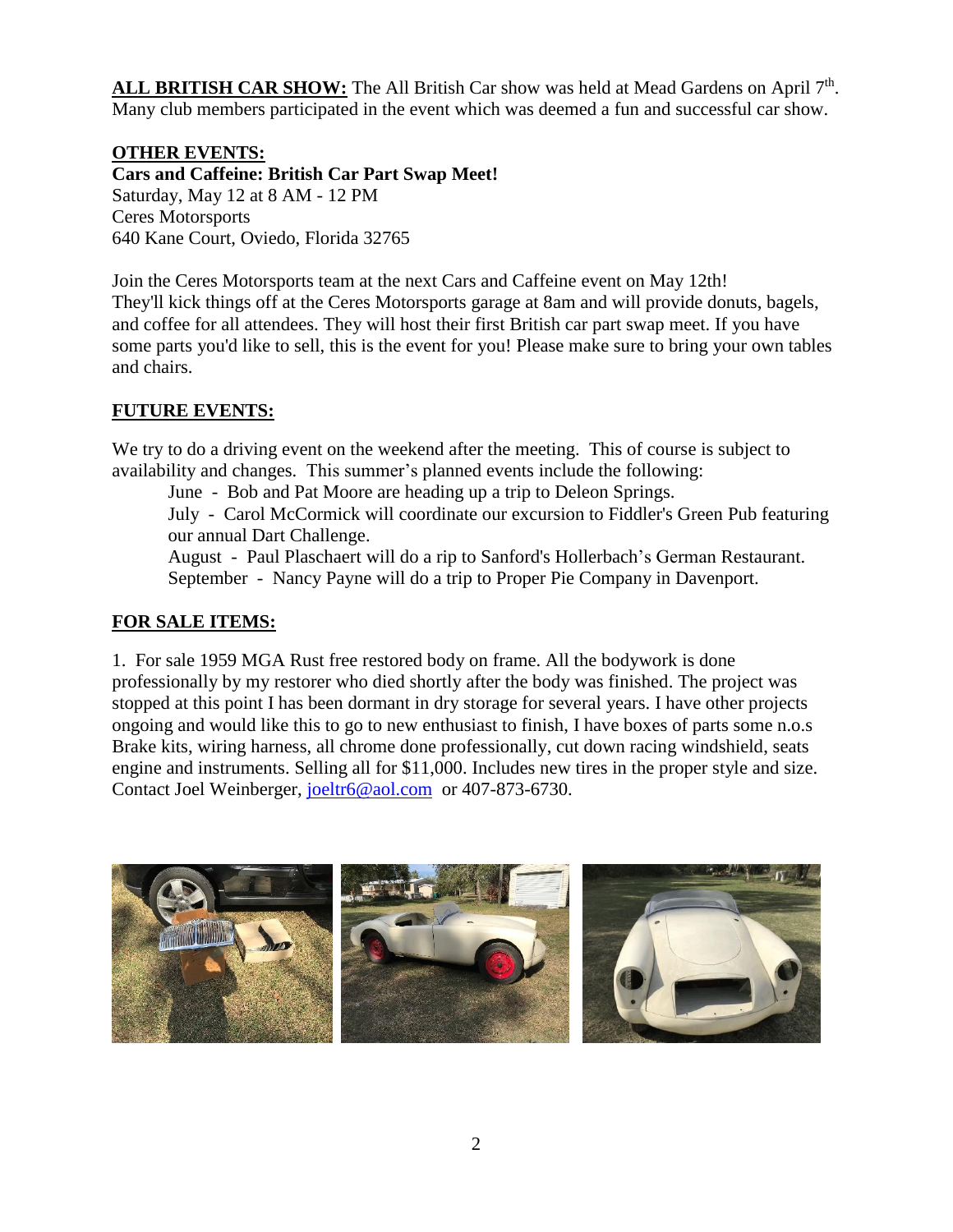**ALL BRITISH CAR SHOW:** The All British Car show was held at Mead Gardens on April 7th. Many club members participated in the event which was deemed a fun and successful car show.

**OTHER EVENTS:**

**Cars and Caffeine: British Car Part Swap Meet!**
Saturday, May 12 at 8 AM - 12 PM
Ceres Motorsports
640 Kane Court, Oviedo, Florida 32765

Join the Ceres Motorsports team at the next Cars and Caffeine event on May 12th! They'll kick things off at the Ceres Motorsports garage at 8am and will provide donuts, bagels, and coffee for all attendees. They will host their first British car part swap meet. If you have some parts you'd like to sell, this is the event for you! Please make sure to bring your own tables and chairs.

**FUTURE EVENTS:**

We try to do a driving event on the weekend after the meeting. This of course is subject to availability and changes. This summer's planned events include the following:

June - Bob and Pat Moore are heading up a trip to Deleon Springs.
July - Carol McCormick will coordinate our excursion to Fiddler's Green Pub featuring our annual Dart Challenge.
August - Paul Plaschaert will do a rip to Sanford's Hollerbach's German Restaurant.
September - Nancy Payne will do a trip to Proper Pie Company in Davenport.

**FOR SALE ITEMS:**

1. For sale 1959 MGA Rust free restored body on frame. All the bodywork is done professionally by my restorer who died shortly after the body was finished. The project was stopped at this point I has been dormant in dry storage for several years. I have other projects ongoing and would like this to go to new enthusiast to finish, I have boxes of parts some n.o.s Brake kits, wiring harness, all chrome done professionally, cut down racing windshield, seats engine and instruments. Selling all for $11,000. Includes new tires in the proper style and size. Contact Joel Weinberger, joeltr6@aol.com or 407-873-6730.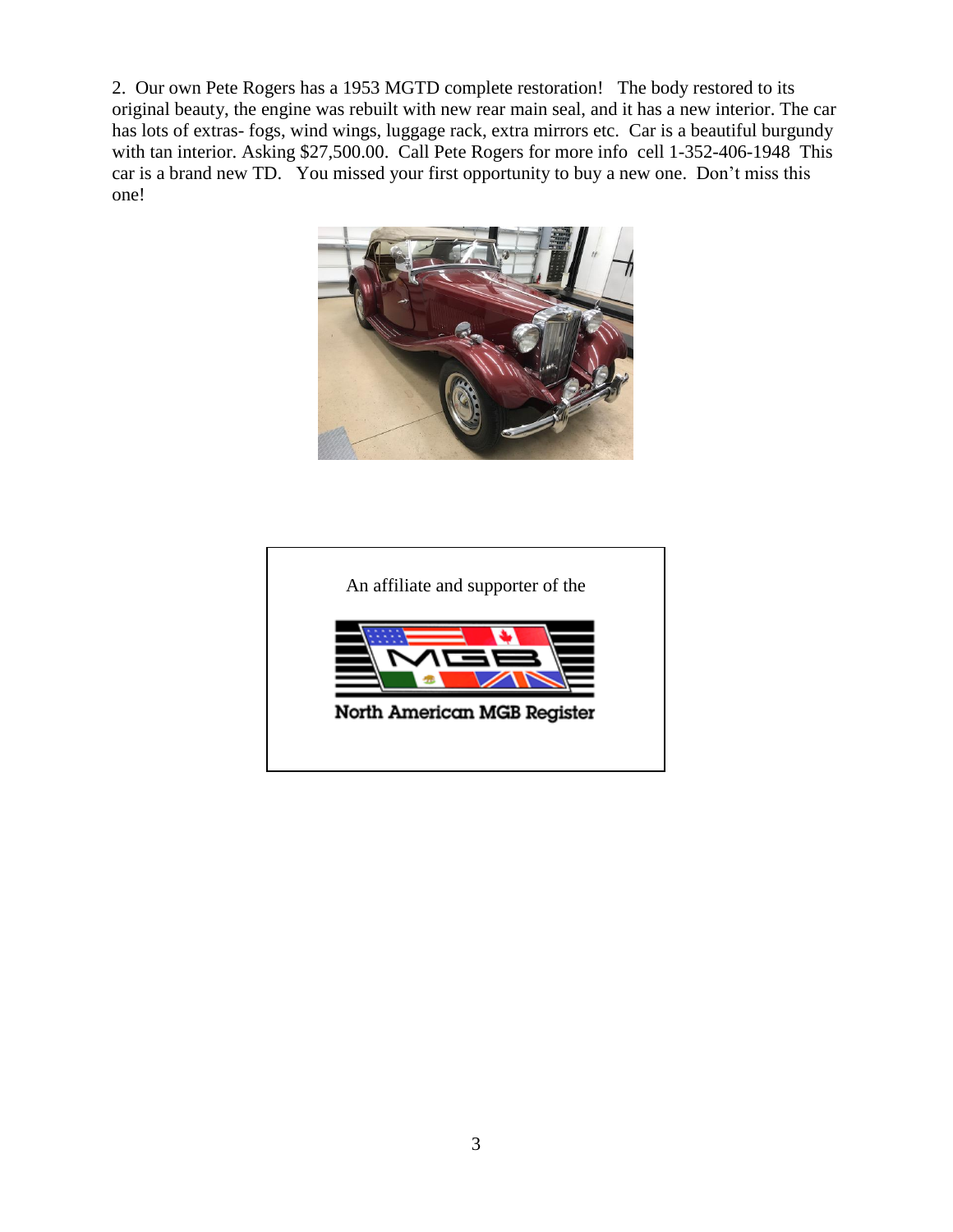2. Our own Pete Rogers has a 1953 MGTD complete restoration! The body restored to its original beauty, the engine was rebuilt with new rear main seal, and it has a new interior. The car has lots of extras- fogs, wind wings, luggage rack, extra mirrors etc. Car is a beautiful burgundy with tan interior. Asking $27,500.00. Call Pete Rogers for more info cell 1-352-406-1948 This car is a brand new TD. You missed your first opportunity to buy a new one. Don't miss this one!

An affiliate and supporter of the

North American MGB Register